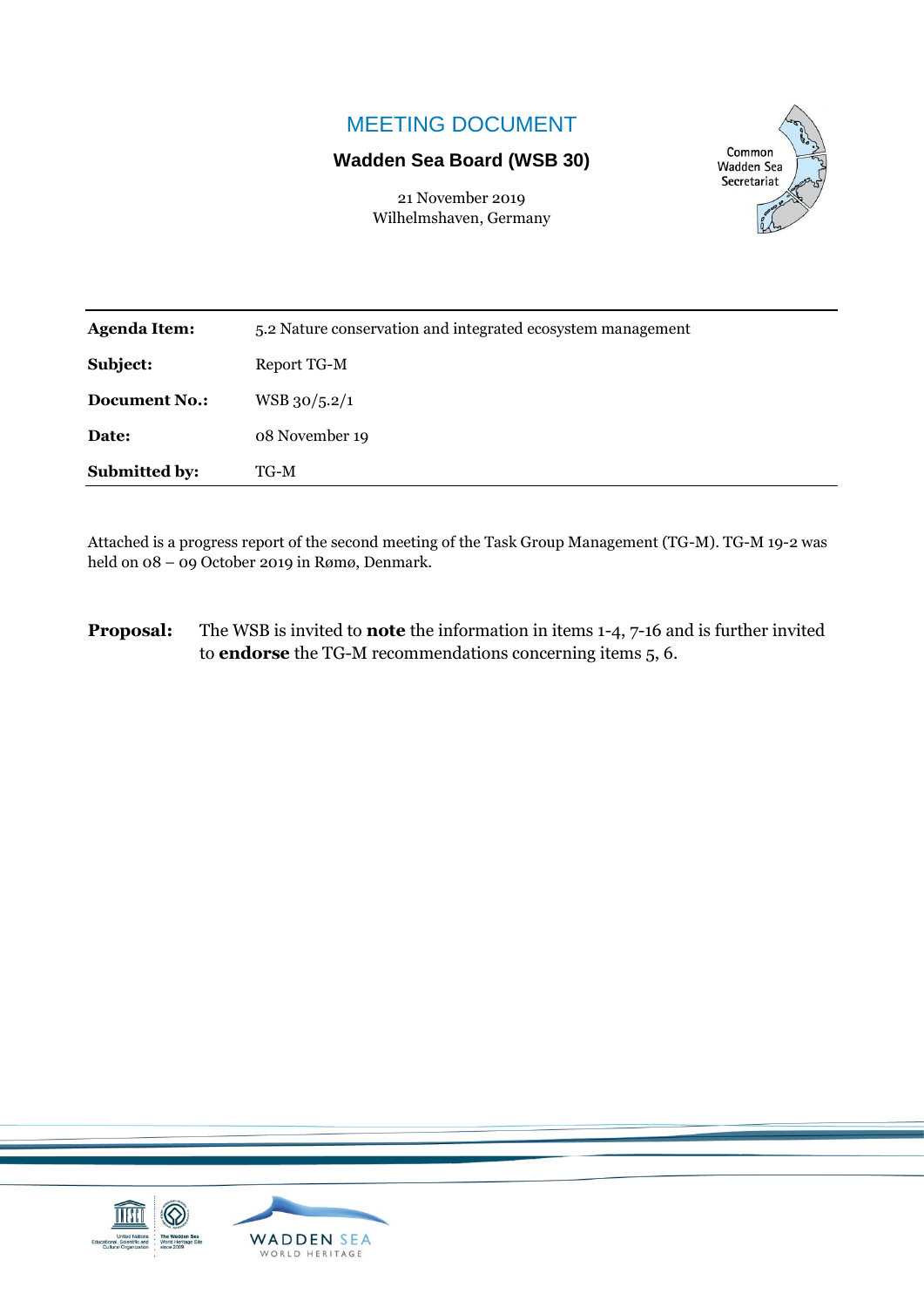# MEETING DOCUMENT

**Wadden Sea Board (WSB 30)**

21 November 2019
Wilhelmshaven, Germany

| | |
|---|---|
| **Agenda Item:** | 5.2 Nature conservation and integrated ecosystem management |
| **Subject:** | Report TG-M |
| **Document No.:** | WSB 30/5.2/1 |
| **Date:** | 08 November 19 |
| **Submitted by:** | TG-M |

Attached is a progress report of the second meeting of the Task Group Management (TG-M). TG-M 19-2 was held on 08 – 09 October 2019 in Rømø, Denmark.

**Proposal:** The WSB is invited to **note** the information in items 1-4, 7-16 and is further invited to **endorse** the TG-M recommendations concerning items 5, 6.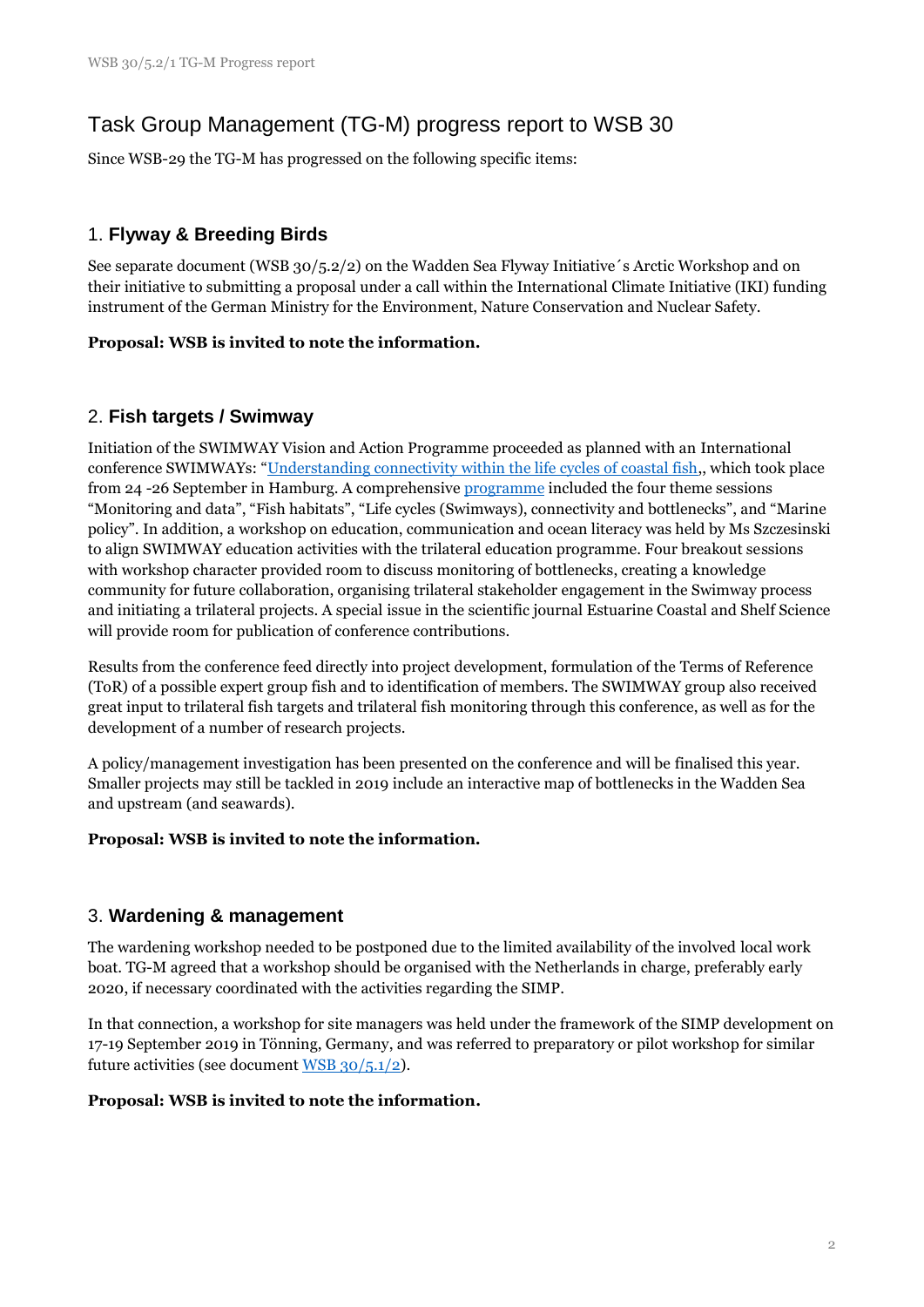# Task Group Management (TG-M) progress report to WSB 30

Since WSB-29 the TG-M has progressed on the following specific items:

## 1. **Flyway & Breeding Birds**

See separate document (WSB 30/5.2/2) on the Wadden Sea Flyway Initiative´s Arctic Workshop and on their initiative to submitting a proposal under a call within the International Climate Initiative (IKI) funding instrument of the German Ministry for the Environment, Nature Conservation and Nuclear Safety.

**Proposal: WSB is invited to note the information.**

## 2. **Fish targets / Swimway**

Initiation of the SWIMWAY Vision and Action Programme proceeded as planned with an International conference SWIMWAYs: "Understanding connectivity within the life cycles of coastal fish,, which took place from 24 -26 September in Hamburg. A comprehensive programme included the four theme sessions "Monitoring and data", "Fish habitats", "Life cycles (Swimways), connectivity and bottlenecks", and "Marine policy". In addition, a workshop on education, communication and ocean literacy was held by Ms Szczesinski to align SWIMWAY education activities with the trilateral education programme. Four breakout sessions with workshop character provided room to discuss monitoring of bottlenecks, creating a knowledge community for future collaboration, organising trilateral stakeholder engagement in the Swimway process and initiating a trilateral projects. A special issue in the scientific journal Estuarine Coastal and Shelf Science will provide room for publication of conference contributions.

Results from the conference feed directly into project development, formulation of the Terms of Reference (ToR) of a possible expert group fish and to identification of members. The SWIMWAY group also received great input to trilateral fish targets and trilateral fish monitoring through this conference, as well as for the development of a number of research projects.

A policy/management investigation has been presented on the conference and will be finalised this year. Smaller projects may still be tackled in 2019 include an interactive map of bottlenecks in the Wadden Sea and upstream (and seawards).

**Proposal: WSB is invited to note the information.**

## 3. **Wardening & management**

The wardening workshop needed to be postponed due to the limited availability of the involved local work boat. TG-M agreed that a workshop should be organised with the Netherlands in charge, preferably early 2020, if necessary coordinated with the activities regarding the SIMP.

In that connection, a workshop for site managers was held under the framework of the SIMP development on 17-19 September 2019 in Tönning, Germany, and was referred to preparatory or pilot workshop for similar future activities (see document WSB 30/5.1/2).

**Proposal: WSB is invited to note the information.**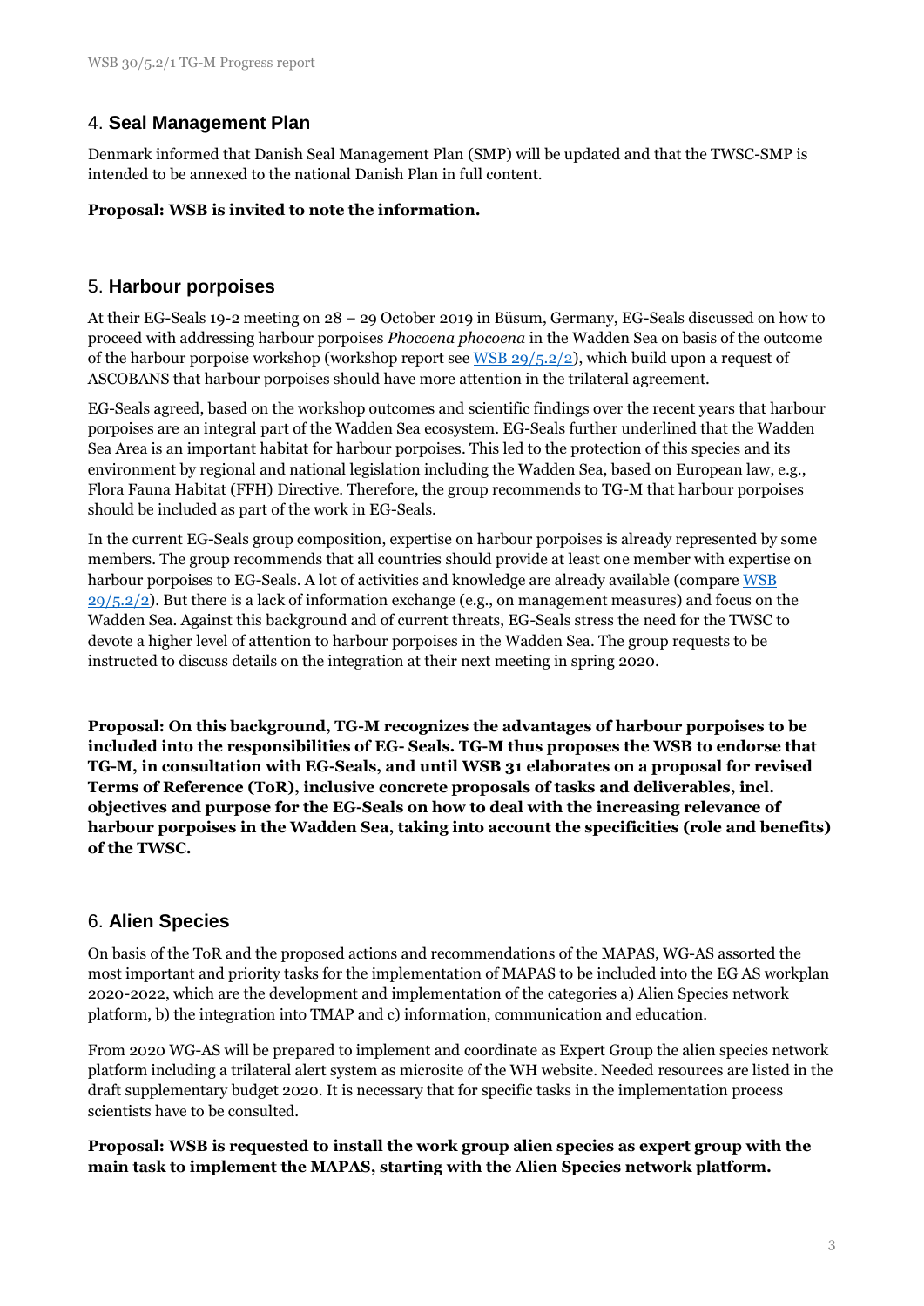## 4. **Seal Management Plan**

Denmark informed that Danish Seal Management Plan (SMP) will be updated and that the TWSC-SMP is intended to be annexed to the national Danish Plan in full content.

**Proposal: WSB is invited to note the information.**

## 5. **Harbour porpoises**

At their EG-Seals 19-2 meeting on 28 – 29 October 2019 in Büsum, Germany, EG-Seals discussed on how to proceed with addressing harbour porpoises *Phocoena phocoena* in the Wadden Sea on basis of the outcome of the harbour porpoise workshop (workshop report see WSB 29/5.2/2), which build upon a request of ASCOBANS that harbour porpoises should have more attention in the trilateral agreement.

EG-Seals agreed, based on the workshop outcomes and scientific findings over the recent years that harbour porpoises are an integral part of the Wadden Sea ecosystem. EG-Seals further underlined that the Wadden Sea Area is an important habitat for harbour porpoises. This led to the protection of this species and its environment by regional and national legislation including the Wadden Sea, based on European law, e.g., Flora Fauna Habitat (FFH) Directive. Therefore, the group recommends to TG-M that harbour porpoises should be included as part of the work in EG-Seals.

In the current EG-Seals group composition, expertise on harbour porpoises is already represented by some members. The group recommends that all countries should provide at least one member with expertise on harbour porpoises to EG-Seals. A lot of activities and knowledge are already available (compare WSB 29/5.2/2). But there is a lack of information exchange (e.g., on management measures) and focus on the Wadden Sea. Against this background and of current threats, EG-Seals stress the need for the TWSC to devote a higher level of attention to harbour porpoises in the Wadden Sea. The group requests to be instructed to discuss details on the integration at their next meeting in spring 2020.

**Proposal: On this background, TG-M recognizes the advantages of harbour porpoises to be included into the responsibilities of EG- Seals. TG-M thus proposes the WSB to endorse that TG-M, in consultation with EG-Seals, and until WSB 31 elaborates on a proposal for revised Terms of Reference (ToR), inclusive concrete proposals of tasks and deliverables, incl. objectives and purpose for the EG-Seals on how to deal with the increasing relevance of harbour porpoises in the Wadden Sea, taking into account the specificities (role and benefits) of the TWSC.**

## 6. **Alien Species**

On basis of the ToR and the proposed actions and recommendations of the MAPAS, WG-AS assorted the most important and priority tasks for the implementation of MAPAS to be included into the EG AS workplan 2020-2022, which are the development and implementation of the categories a) Alien Species network platform, b) the integration into TMAP and c) information, communication and education.

From 2020 WG-AS will be prepared to implement and coordinate as Expert Group the alien species network platform including a trilateral alert system as microsite of the WH website. Needed resources are listed in the draft supplementary budget 2020. It is necessary that for specific tasks in the implementation process scientists have to be consulted.

**Proposal: WSB is requested to install the work group alien species as expert group with the main task to implement the MAPAS, starting with the Alien Species network platform.**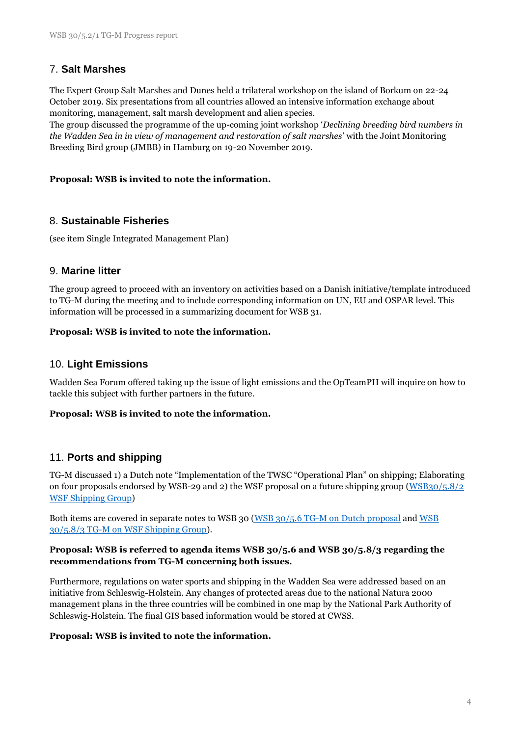## 7. Salt Marshes

The Expert Group Salt Marshes and Dunes held a trilateral workshop on the island of Borkum on 22-24 October 2019. Six presentations from all countries allowed an intensive information exchange about monitoring, management, salt marsh development and alien species.
The group discussed the programme of the up-coming joint workshop '*Declining breeding bird numbers in the Wadden Sea in in view of management and restoration of salt marshes*' with the Joint Monitoring Breeding Bird group (JMBB) in Hamburg on 19-20 November 2019.

**Proposal: WSB is invited to note the information.**

## 8. Sustainable Fisheries

(see item Single Integrated Management Plan)

## 9. Marine litter

The group agreed to proceed with an inventory on activities based on a Danish initiative/template introduced to TG-M during the meeting and to include corresponding information on UN, EU and OSPAR level. This information will be processed in a summarizing document for WSB 31.

**Proposal: WSB is invited to note the information.**

## 10. Light Emissions

Wadden Sea Forum offered taking up the issue of light emissions and the OpTeamPH will inquire on how to tackle this subject with further partners in the future.

**Proposal: WSB is invited to note the information.**

## 11. Ports and shipping

TG-M discussed 1) a Dutch note "Implementation of the TWSC "Operational Plan" on shipping; Elaborating on four proposals endorsed by WSB-29 and 2) the WSF proposal on a future shipping group (WSB30/5.8/2 WSF Shipping Group)

Both items are covered in separate notes to WSB 30 (WSB 30/5.6 TG-M on Dutch proposal and WSB 30/5.8/3 TG-M on WSF Shipping Group).

**Proposal: WSB is referred to agenda items WSB 30/5.6 and WSB 30/5.8/3 regarding the recommendations from TG-M concerning both issues.**

Furthermore, regulations on water sports and shipping in the Wadden Sea were addressed based on an initiative from Schleswig-Holstein. Any changes of protected areas due to the national Natura 2000 management plans in the three countries will be combined in one map by the National Park Authority of Schleswig-Holstein. The final GIS based information would be stored at CWSS.

**Proposal: WSB is invited to note the information.**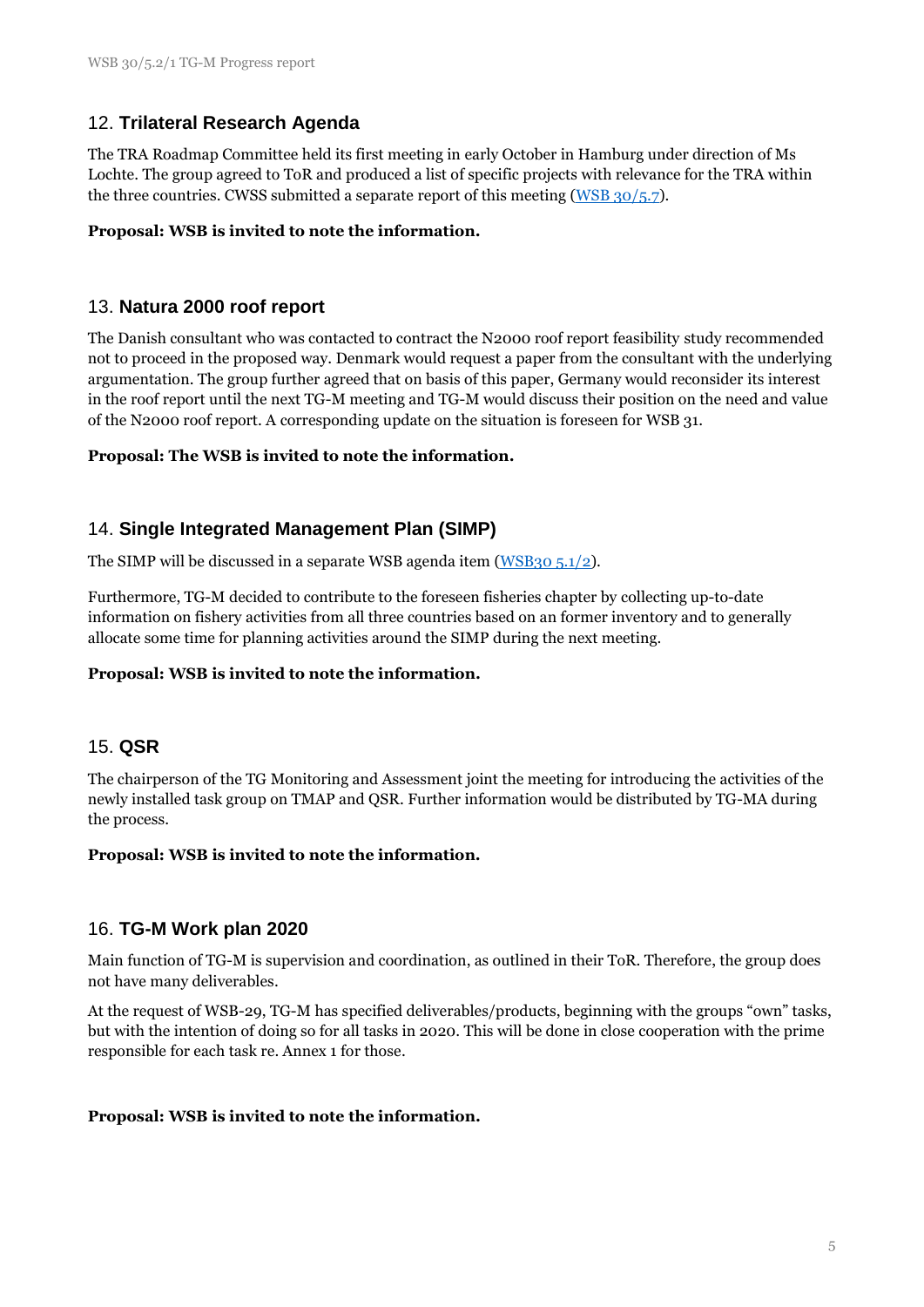## 12. **Trilateral Research Agenda**

The TRA Roadmap Committee held its first meeting in early October in Hamburg under direction of Ms Lochte. The group agreed to ToR and produced a list of specific projects with relevance for the TRA within the three countries. CWSS submitted a separate report of this meeting (WSB 30/5.7).

**Proposal: WSB is invited to note the information.**

## 13. **Natura 2000 roof report**

The Danish consultant who was contacted to contract the N2000 roof report feasibility study recommended not to proceed in the proposed way. Denmark would request a paper from the consultant with the underlying argumentation. The group further agreed that on basis of this paper, Germany would reconsider its interest in the roof report until the next TG-M meeting and TG-M would discuss their position on the need and value of the N2000 roof report. A corresponding update on the situation is foreseen for WSB 31.

**Proposal: The WSB is invited to note the information.**

## 14. **Single Integrated Management Plan (SIMP)**

The SIMP will be discussed in a separate WSB agenda item (WSB30 5.1/2).

Furthermore, TG-M decided to contribute to the foreseen fisheries chapter by collecting up-to-date information on fishery activities from all three countries based on an former inventory and to generally allocate some time for planning activities around the SIMP during the next meeting.

**Proposal: WSB is invited to note the information.**

## 15. **QSR**

The chairperson of the TG Monitoring and Assessment joint the meeting for introducing the activities of the newly installed task group on TMAP and QSR. Further information would be distributed by TG-MA during the process.

**Proposal: WSB is invited to note the information.**

## 16. **TG-M Work plan 2020**

Main function of TG-M is supervision and coordination, as outlined in their ToR. Therefore, the group does not have many deliverables.

At the request of WSB-29, TG-M has specified deliverables/products, beginning with the groups "own" tasks, but with the intention of doing so for all tasks in 2020. This will be done in close cooperation with the prime responsible for each task re. Annex 1 for those.

**Proposal: WSB is invited to note the information.**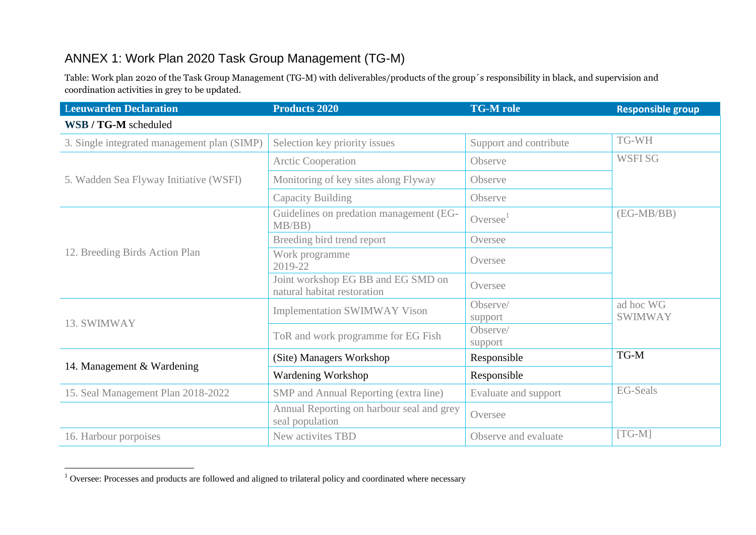# ANNEX 1: Work Plan 2020 Task Group Management (TG-M)

Table: Work plan 2020 of the Task Group Management (TG-M) with deliverables/products of the group´s responsibility in black, and supervision and coordination activities in grey to be updated.

| Leeuwarden Declaration | Products 2020 | TG-M role | Responsible group |
|---|---|---|---|
| **WSB / TG-M** scheduled | | | |
| 3. Single integrated management plan (SIMP) | Selection key priority issues | Support and contribute | TG-WH |
| 5. Wadden Sea Flyway Initiative (WSFI) | Arctic Cooperation | Observe | WSFI SG |
| | Monitoring of key sites along Flyway | Observe | |
| | Capacity Building | Observe | |
| 12. Breeding Birds Action Plan | Guidelines on predation management (EG-MB/BB) | Oversee[1] | (EG-MB/BB) |
| | Breeding bird trend report | Oversee | |
| | Work programme 2019-22 | Oversee | |
| | Joint workshop EG BB and EG SMD on natural habitat restoration | Oversee | |
| 13. SWIMWAY | Implementation SWIMWAY Vison | Observe/ support | ad hoc WG SWIMWAY |
| | ToR and work programme for EG Fish | Observe/ support | |
| 14. Management & Wardening | (Site) Managers Workshop | Responsible | TG-M |
| | Wardening Workshop | Responsible | |
| 15. Seal Management Plan 2018-2022 | SMP and Annual Reporting (extra line) | Evaluate and support | EG-Seals |
| | Annual Reporting on harbour seal and grey seal population | Oversee | |
| 16. Harbour porpoises | New activites TBD | Observe and evaluate | [TG-M] |

[1] Oversee: Processes and products are followed and aligned to trilateral policy and coordinated where necessary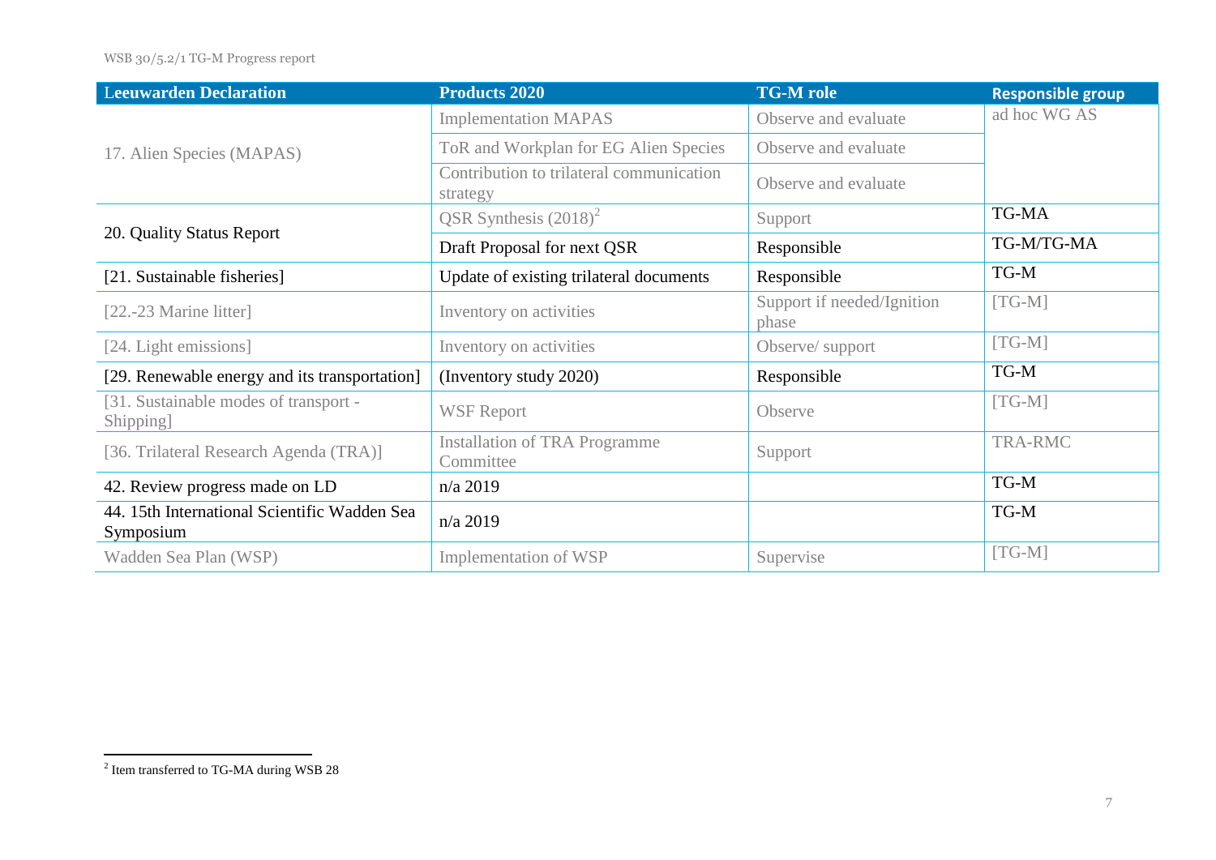| Leeuwarden Declaration | Products 2020 | TG-M role | Responsible group |
|---|---|---|---|
| 17. Alien Species (MAPAS) | Implementation MAPAS | Observe and evaluate | ad hoc WG AS |
| | ToR and Workplan for EG Alien Species | Observe and evaluate | |
| | Contribution to trilateral communication strategy | Observe and evaluate | |
| 20. Quality Status Report | QSR Synthesis (2018)[2] | Support | TG-MA |
| | Draft Proposal for next QSR | Responsible | TG-M/TG-MA |
| [21. Sustainable fisheries] | Update of existing trilateral documents | Responsible | TG-M |
| [22.-23 Marine litter] | Inventory on activities | Support if needed/Ignition phase | [TG-M] |
| [24. Light emissions] | Inventory on activities | Observe/ support | [TG-M] |
| [29. Renewable energy and its transportation] | (Inventory study 2020) | Responsible | TG-M |
| [31. Sustainable modes of transport - Shipping] | WSF Report | Observe | [TG-M] |
| [36. Trilateral Research Agenda (TRA)] | Installation of TRA Programme Committee | Support | TRA-RMC |
| 42. Review progress made on LD | n/a 2019 | | TG-M |
| 44. 15th International Scientific Wadden Sea Symposium | n/a 2019 | | TG-M |
| Wadden Sea Plan (WSP) | Implementation of WSP | Supervise | [TG-M] |

[2] Item transferred to TG-MA during WSB 28